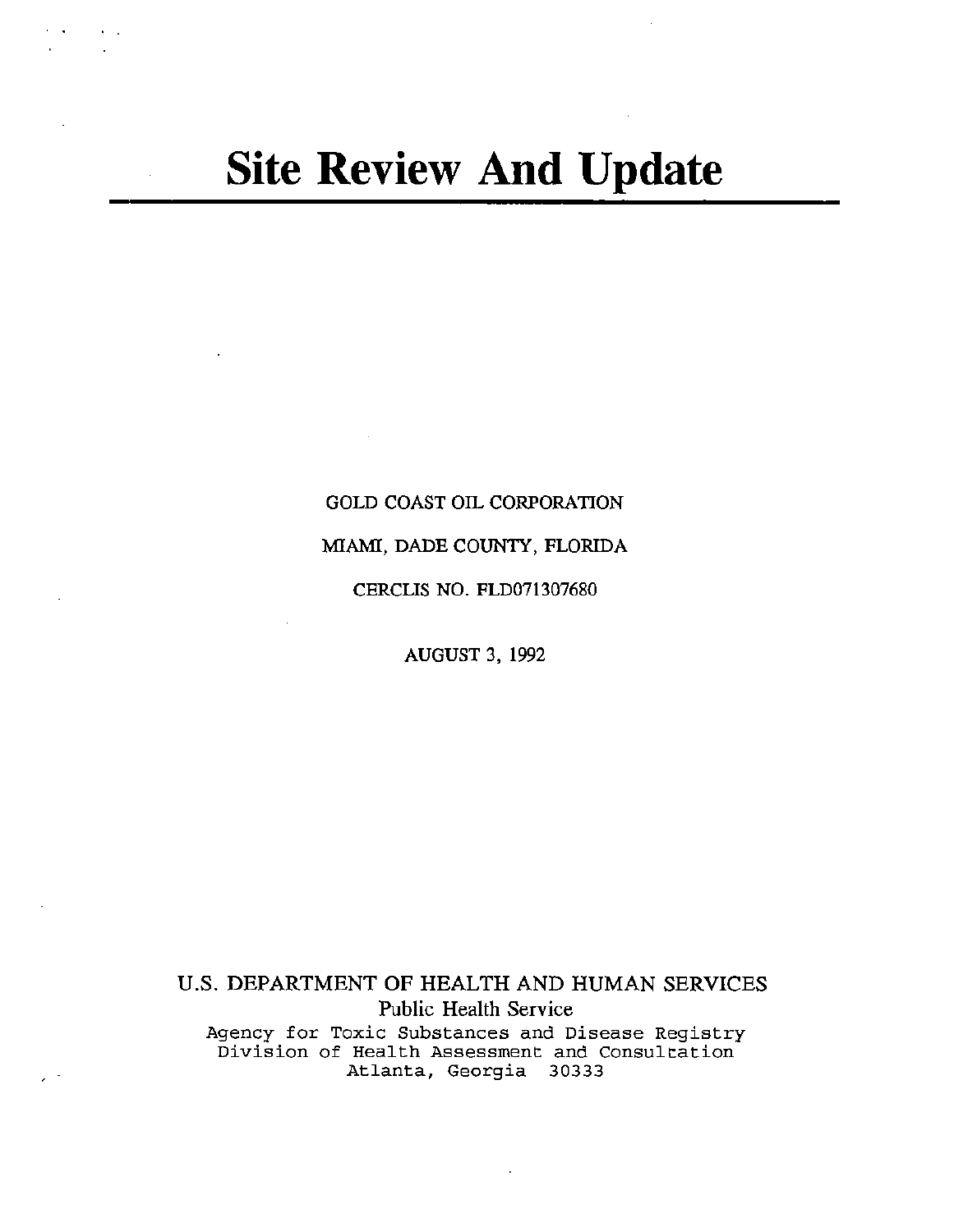# Site Review And Update

GOLD COAST OIL CORPORATION

MIAMI, DADE COUNTY, FLORIDA

CERCLIS NO. FLD071307680

AUGUST 3, 1992

U.S. DEPARTMENT OF HEALTH AND HUMAN SERVICES

Public Health Service

Agency for Toxic Substances and Disease Registry

Division of Health Assessment and Consultation

Atlanta, Georgia 30333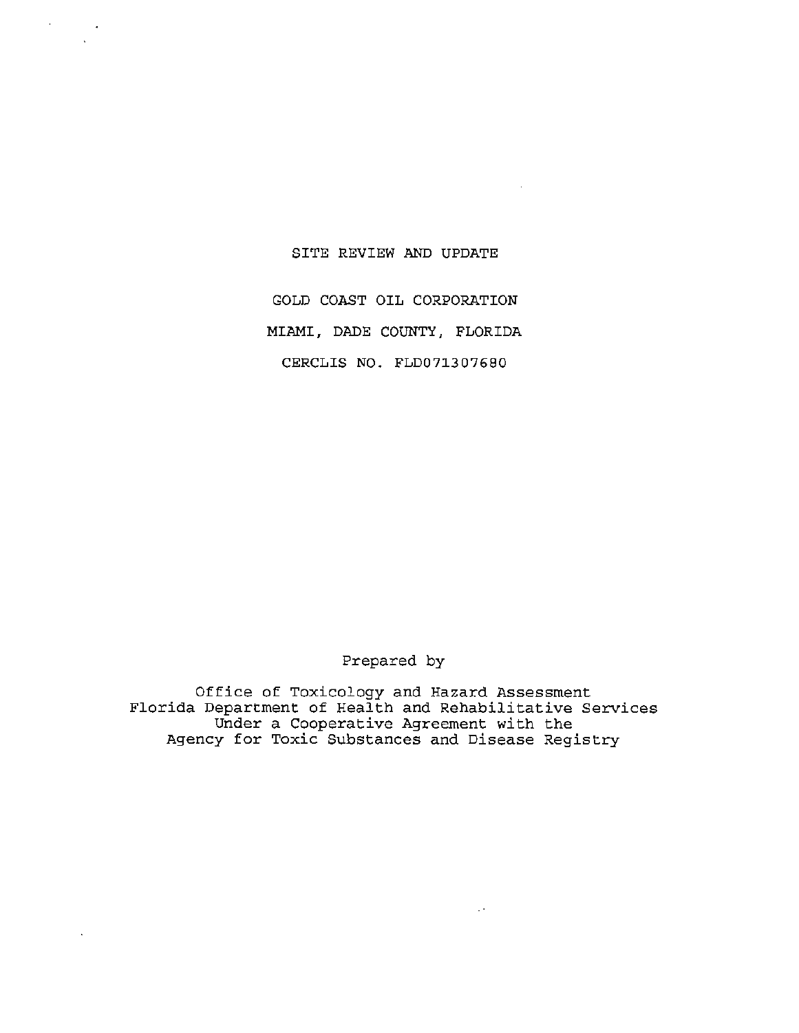# SITE REVIEW AND UPDATE

## GOLD COAST OIL CORPORATION

## MIAMI, DADE COUNTY, FLORIDA

## CERCLIS NO. FLD071307680

Prepared by

Office of Toxicology and Hazard Assessment
Florida Department of Health and Rehabilitative Services
Under a Cooperative Agreement with the
Agency for Toxic Substances and Disease Registry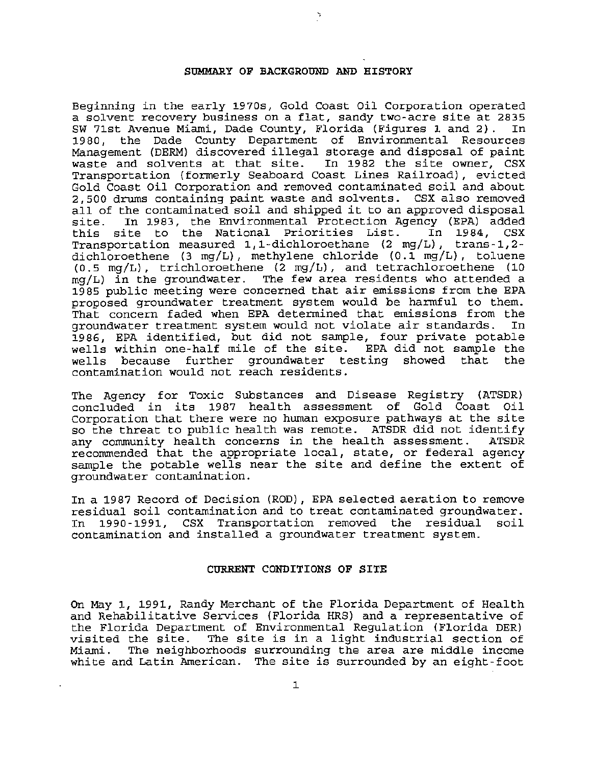## SUMMARY OF BACKGROUND AND HISTORY

Beginning in the early 1970s, Gold Coast Oil Corporation operated a solvent recovery business on a flat, sandy two-acre site at 2835 SW 71st Avenue Miami, Dade County, Florida (Figures 1 and 2). In 1980, the Dade County Department of Environmental Resources Management (DERM) discovered illegal storage and disposal of paint waste and solvents at that site. In 1982 the site owner, CSX Transportation (formerly Seaboard Coast Lines Railroad), evicted Gold Coast Oil Corporation and removed contaminated soil and about 2,500 drums containing paint waste and solvents. CSX also removed all of the contaminated soil and shipped it to an approved disposal site. In 1983, the Environmental Protection Agency (EPA) added this site to the National Priorities List. In 1984, CSX Transportation measured 1,1-dichloroethane (2 mg/L), trans-1,2-dichloroethene (3 mg/L), methylene chloride (0.1 mg/L), toluene (0.5 mg/L), trichloroethene (2 mg/L), and tetrachloroethene (10 mg/L) in the groundwater. The few area residents who attended a 1985 public meeting were concerned that air emissions from the EPA proposed groundwater treatment system would be harmful to them. That concern faded when EPA determined that emissions from the groundwater treatment system would not violate air standards. In 1986, EPA identified, but did not sample, four private potable wells within one-half mile of the site. EPA did not sample the wells because further groundwater testing showed that the contamination would not reach residents.

The Agency for Toxic Substances and Disease Registry (ATSDR) concluded in its 1987 health assessment of Gold Coast Oil Corporation that there were no human exposure pathways at the site so the threat to public health was remote. ATSDR did not identify any community health concerns in the health assessment. ATSDR recommended that the appropriate local, state, or federal agency sample the potable wells near the site and define the extent of groundwater contamination.

In a 1987 Record of Decision (ROD), EPA selected aeration to remove residual soil contamination and to treat contaminated groundwater. In 1990-1991, CSX Transportation removed the residual soil contamination and installed a groundwater treatment system.

## CURRENT CONDITIONS OF SITE

On May 1, 1991, Randy Merchant of the Florida Department of Health and Rehabilitative Services (Florida HRS) and a representative of the Florida Department of Environmental Regulation (Florida DER) visited the site. The site is in a light industrial section of Miami. The neighborhoods surrounding the area are middle income white and Latin American. The site is surrounded by an eight-foot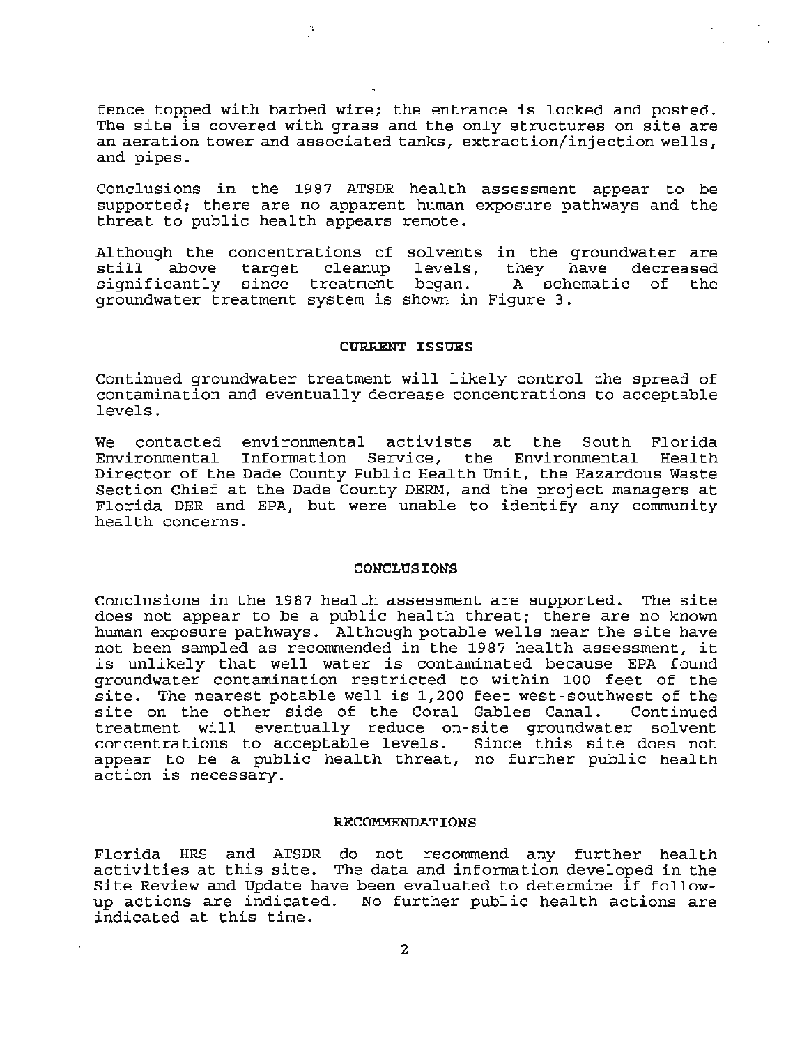fence topped with barbed wire; the entrance is locked and posted. The site is covered with grass and the only structures on site are an aeration tower and associated tanks, extraction/injection wells, and pipes.

Conclusions in the 1987 ATSDR health assessment appear to be supported; there are no apparent human exposure pathways and the threat to public health appears remote.

Although the concentrations of solvents in the groundwater are still above target cleanup levels, they have decreased significantly since treatment began. A schematic of the groundwater treatment system is shown in Figure 3.

## CURRENT ISSUES

Continued groundwater treatment will likely control the spread of contamination and eventually decrease concentrations to acceptable levels.

We contacted environmental activists at the South Florida Environmental Information Service, the Environmental Health Director of the Dade County Public Health Unit, the Hazardous Waste Section Chief at the Dade County DERM, and the project managers at Florida DER and EPA, but were unable to identify any community health concerns.

## CONCLUSIONS

Conclusions in the 1987 health assessment are supported. The site does not appear to be a public health threat; there are no known human exposure pathways. Although potable wells near the site have not been sampled as recommended in the 1987 health assessment, it is unlikely that well water is contaminated because EPA found groundwater contamination restricted to within 100 feet of the site. The nearest potable well is 1,200 feet west-southwest of the site on the other side of the Coral Gables Canal. Continued treatment will eventually reduce on-site groundwater solvent concentrations to acceptable levels. Since this site does not appear to be a public health threat, no further public health action is necessary.

## RECOMMENDATIONS

Florida HRS and ATSDR do not recommend any further health activities at this site. The data and information developed in the Site Review and Update have been evaluated to determine if follow-up actions are indicated. No further public health actions are indicated at this time.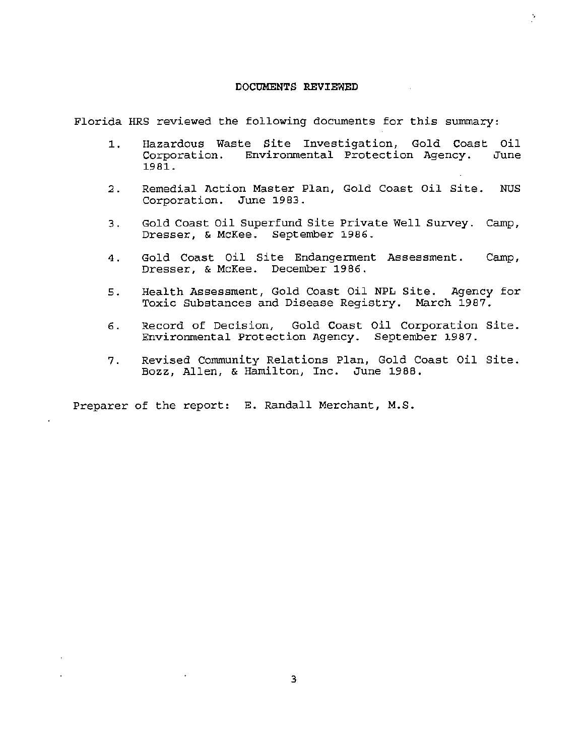## DOCUMENTS REVIEWED

Florida HRS reviewed the following documents for this summary:

1. Hazardous Waste Site Investigation, Gold Coast Oil Corporation. Environmental Protection Agency. June 1981.

2. Remedial Action Master Plan, Gold Coast Oil Site. NUS Corporation. June 1983.

3. Gold Coast Oil Superfund Site Private Well Survey. Camp, Dresser, & McKee. September 1986.

4. Gold Coast Oil Site Endangerment Assessment. Camp, Dresser, & McKee. December 1986.

5. Health Assessment, Gold Coast Oil NPL Site. Agency for Toxic Substances and Disease Registry. March 1987.

6. Record of Decision, Gold Coast Oil Corporation Site. Environmental Protection Agency. September 1987.

7. Revised Community Relations Plan, Gold Coast Oil Site. Bozz, Allen, & Hamilton, Inc. June 1988.

Preparer of the report: E. Randall Merchant, M.S.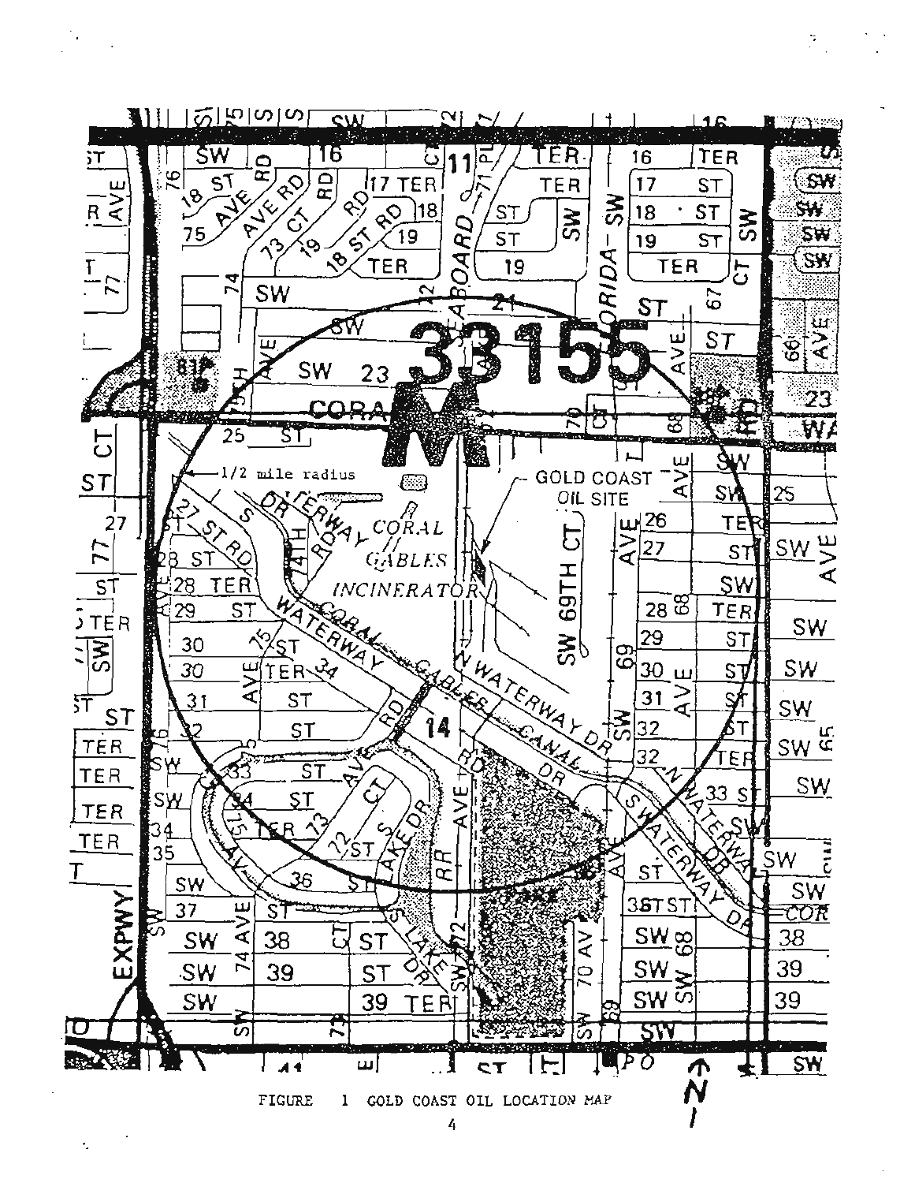FIGURE 1 GOLD COAST OIL LOCATION MAP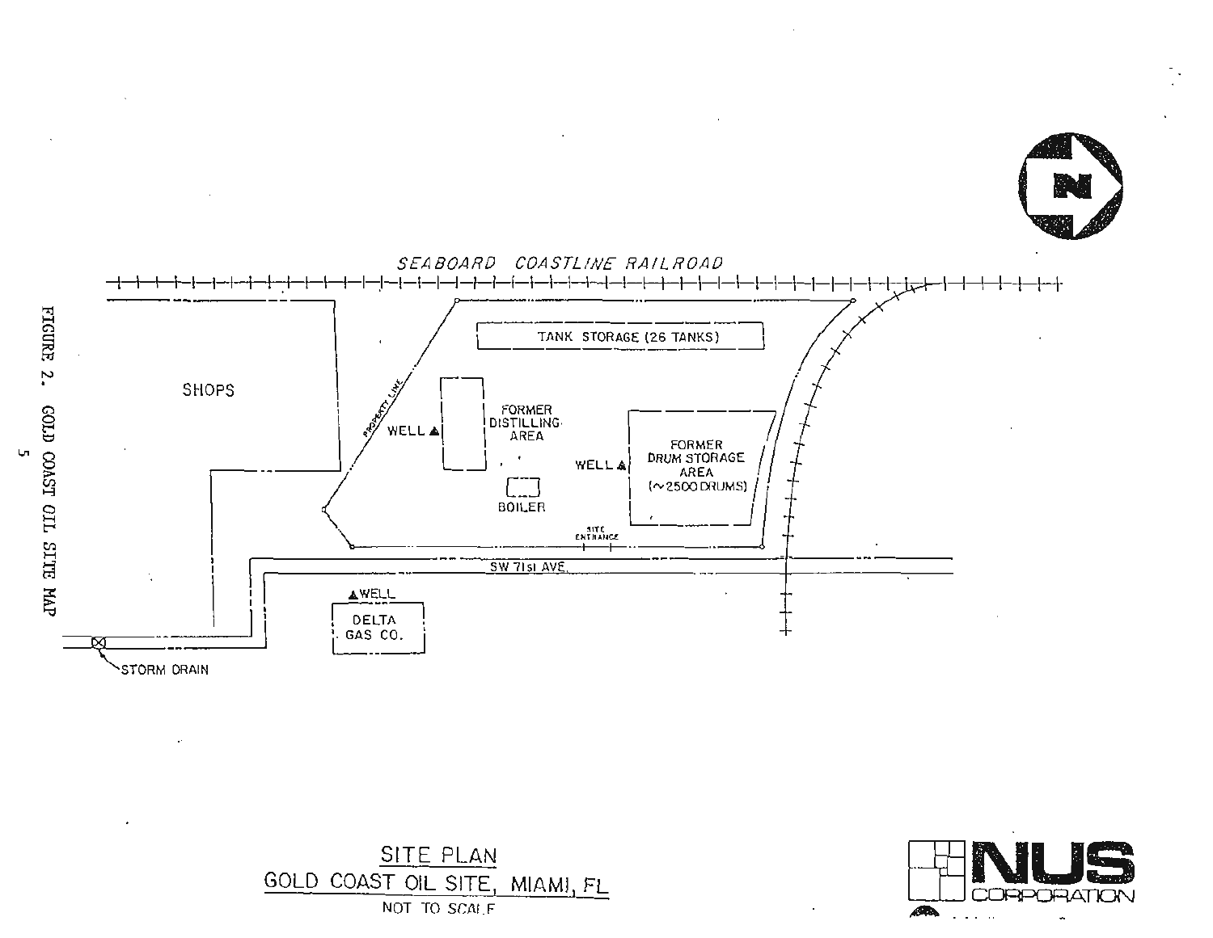FIGURE 2. GOLD COAST OIL SITE MAP

SEABOARD COASTLINE RAILROAD

TANK STORAGE (26 TANKS)

SHOPS

PROPERTY LINE

WELL

FORMER DISTILLING AREA

WELL

FORMER DRUM STORAGE AREA (~2500 DRUMS)

BOILER

SITE ENTRANCE

SW 71st AVE.

WELL

DELTA GAS CO.

STORM DRAIN

N

SITE PLAN
GOLD COAST OIL SITE, MIAMI, FL
NOT TO SCALE

NUS CORPORATION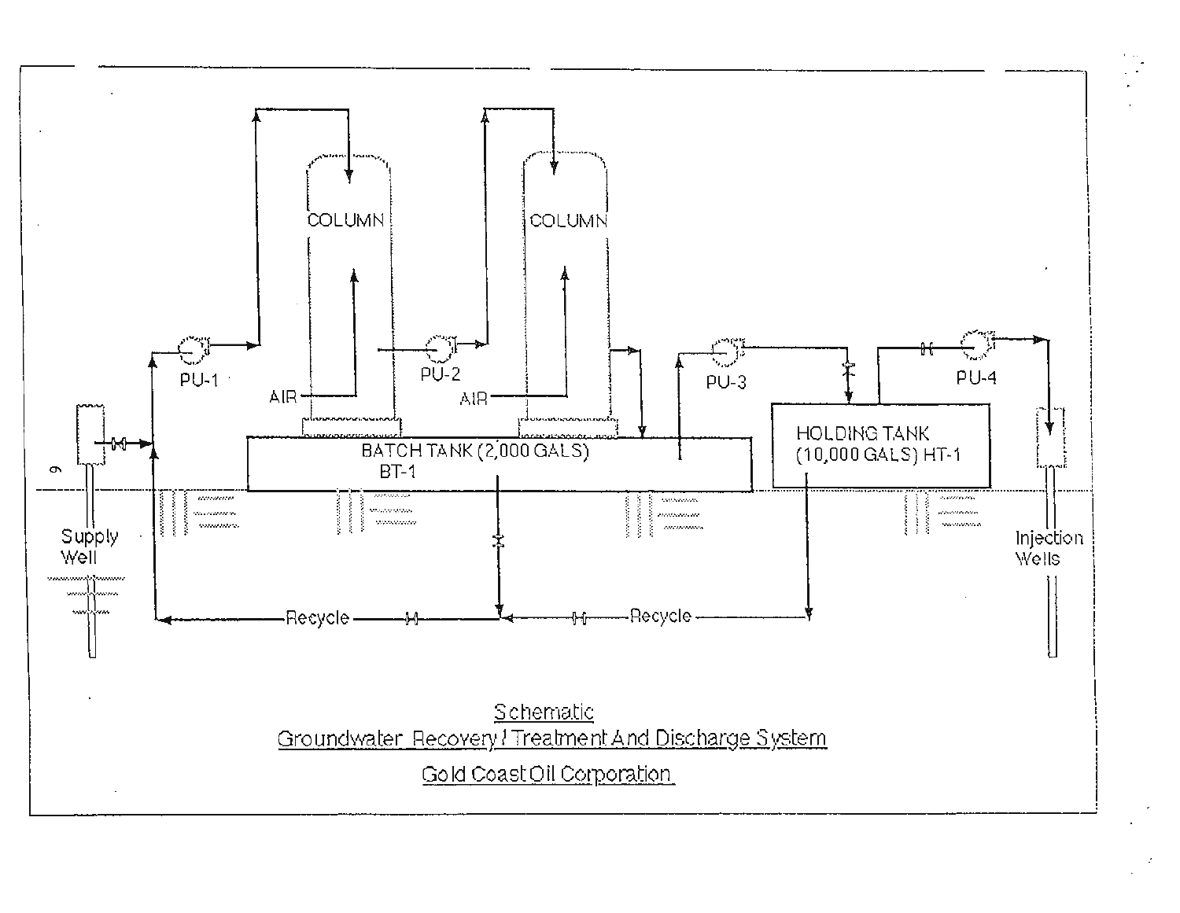COLUMN

COLUMN

PU-1

PU-2

PU-3

PU-4

AIR

AIR

Supply Well

BATCH TANK (2,000 GALS) BT-1

HOLDING TANK (10,000 GALS) HT-1

Injection Wells

Recycle

Recycle

Schematic

Groundwater Recovery / Treatment And Discharge System

Gold Coast Oil Corporation